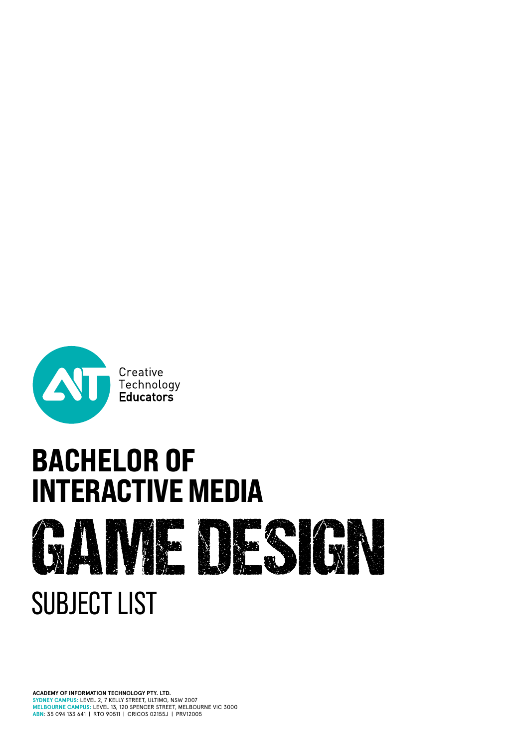Creative Technology **Educators**

# BACHELOR OF INTERACTIVE MEDIA

# GAME DESIGN

## SUBJECT LIST

**ACADEMY OF INFORMATION TECHNOLOGY PTY. LTD.**
**SYDNEY CAMPUS:** LEVEL 2, 7 KELLY STREET, ULTIMO, NSW 2007
**MELBOURNE CAMPUS:** LEVEL 13, 120 SPENCER STREET, MELBOURNE VIC 3000
**ABN:** 35 094 133 641 | RTO 90511 | CRICOS 02155J | PRV12005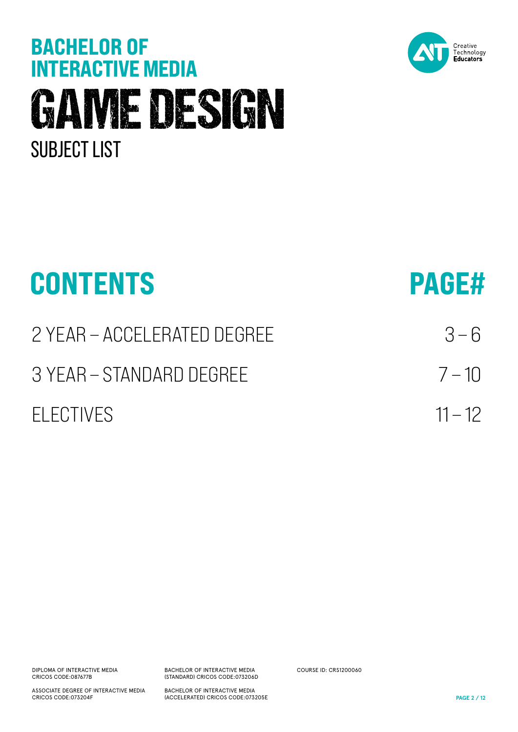# BACHELOR OF INTERACTIVE MEDIA

# GAME DESIGN

## SUBJECT LIST

| CONTENTS | PAGE# |
|---|---|
| 2 YEAR – ACCELERATED DEGREE | 3 – 6 |
| 3 YEAR – STANDARD DEGREE | 7 – 10 |
| ELECTIVES | 11 – 12 |

DIPLOMA OF INTERACTIVE MEDIA
CRICOS CODE:087677B

ASSOCIATE DEGREE OF INTERACTIVE MEDIA
CRICOS CODE:073204F

BACHELOR OF INTERACTIVE MEDIA
(STANDARD) CRICOS CODE:073206D

BACHELOR OF INTERACTIVE MEDIA
(ACCELERATED) CRICOS CODE:073205E

COURSE ID: CRS1200060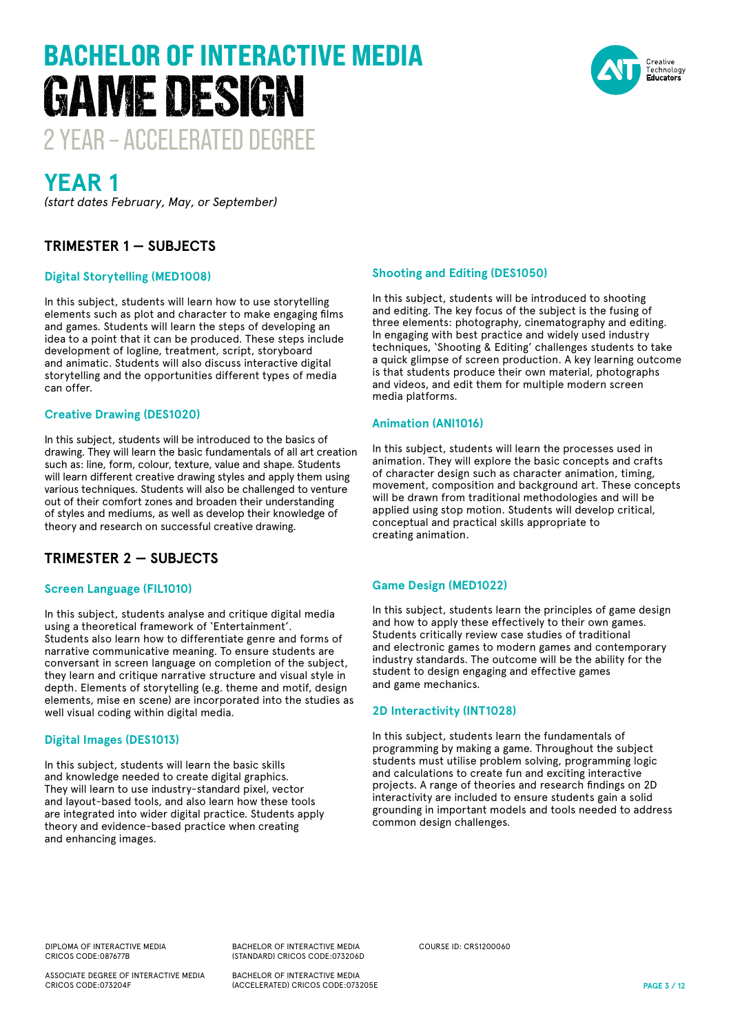# BACHELOR OF INTERACTIVE MEDIA

# GAME DESIGN

2 YEAR – ACCELERATED DEGREE

## YEAR 1

*(start dates February, May, or September)*

### TRIMESTER 1 — SUBJECTS

#### Digital Storytelling (MED1008)

In this subject, students will learn how to use storytelling elements such as plot and character to make engaging films and games. Students will learn the steps of developing an idea to a point that it can be produced. These steps include development of logline, treatment, script, storyboard and animatic. Students will also discuss interactive digital storytelling and the opportunities different types of media can offer.

#### Creative Drawing (DES1020)

In this subject, students will be introduced to the basics of drawing. They will learn the basic fundamentals of all art creation such as: line, form, colour, texture, value and shape. Students will learn different creative drawing styles and apply them using various techniques. Students will also be challenged to venture out of their comfort zones and broaden their understanding of styles and mediums, as well as develop their knowledge of theory and research on successful creative drawing.

#### Shooting and Editing (DES1050)

In this subject, students will be introduced to shooting and editing. The key focus of the subject is the fusing of three elements: photography, cinematography and editing. In engaging with best practice and widely used industry techniques, 'Shooting & Editing' challenges students to take a quick glimpse of screen production. A key learning outcome is that students produce their own material, photographs and videos, and edit them for multiple modern screen media platforms.

#### Animation (ANI1016)

In this subject, students will learn the processes used in animation. They will explore the basic concepts and crafts of character design such as character animation, timing, movement, composition and background art. These concepts will be drawn from traditional methodologies and will be applied using stop motion. Students will develop critical, conceptual and practical skills appropriate to creating animation.

### TRIMESTER 2 — SUBJECTS

#### Screen Language (FIL1010)

In this subject, students analyse and critique digital media using a theoretical framework of 'Entertainment'. Students also learn how to differentiate genre and forms of narrative communicative meaning. To ensure students are conversant in screen language on completion of the subject, they learn and critique narrative structure and visual style in depth. Elements of storytelling (e.g. theme and motif, design elements, mise en scene) are incorporated into the studies as well visual coding within digital media.

#### Digital Images (DES1013)

In this subject, students will learn the basic skills and knowledge needed to create digital graphics. They will learn to use industry-standard pixel, vector and layout-based tools, and also learn how these tools are integrated into wider digital practice. Students apply theory and evidence-based practice when creating and enhancing images.

#### Game Design (MED1022)

In this subject, students learn the principles of game design and how to apply these effectively to their own games. Students critically review case studies of traditional and electronic games to modern games and contemporary industry standards. The outcome will be the ability for the student to design engaging and effective games and game mechanics.

#### 2D Interactivity (INT1028)

In this subject, students learn the fundamentals of programming by making a game. Throughout the subject students must utilise problem solving, programming logic and calculations to create fun and exciting interactive projects. A range of theories and research findings on 2D interactivity are included to ensure students gain a solid grounding in important models and tools needed to address common design challenges.

DIPLOMA OF INTERACTIVE MEDIA CRICOS CODE:087677B

BACHELOR OF INTERACTIVE MEDIA (STANDARD) CRICOS CODE:073206D

COURSE ID: CRS1200060

ASSOCIATE DEGREE OF INTERACTIVE MEDIA CRICOS CODE:073204F

BACHELOR OF INTERACTIVE MEDIA (ACCELERATED) CRICOS CODE:073205E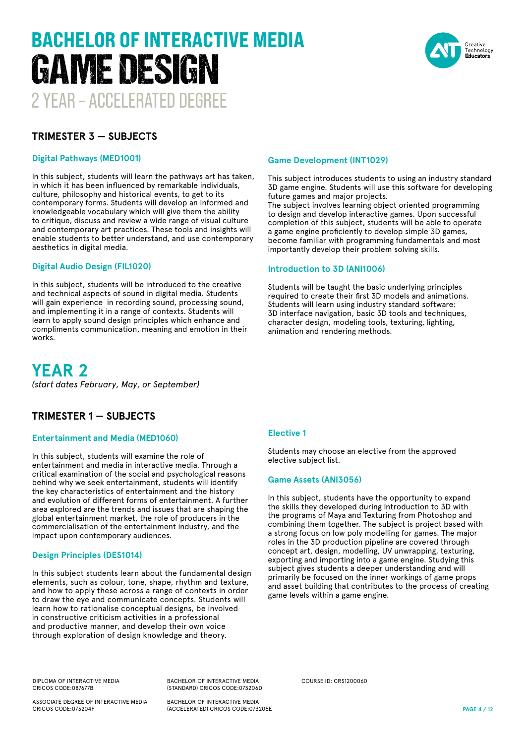# BACHELOR OF INTERACTIVE MEDIA
# GAME DESIGN
## 2 YEAR – ACCELERATED DEGREE

## TRIMESTER 3 — SUBJECTS

### Digital Pathways (MED1001)

In this subject, students will learn the pathways art has taken, in which it has been influenced by remarkable individuals, culture, philosophy and historical events, to get to its contemporary forms. Students will develop an informed and knowledgeable vocabulary which will give them the ability to critique, discuss and review a wide range of visual culture and contemporary art practices. These tools and insights will enable students to better understand, and use contemporary aesthetics in digital media.

### Digital Audio Design (FIL1020)

In this subject, students will be introduced to the creative and technical aspects of sound in digital media. Students will gain experience in recording sound, processing sound, and implementing it in a range of contexts. Students will learn to apply sound design principles which enhance and compliments communication, meaning and emotion in their works.

### Game Development (INT1029)

This subject introduces students to using an industry standard 3D game engine. Students will use this software for developing future games and major projects.
The subject involves learning object oriented programming to design and develop interactive games. Upon successful completion of this subject, students will be able to operate a game engine proficiently to develop simple 3D games, become familiar with programming fundamentals and most importantly develop their problem solving skills.

### Introduction to 3D (ANI1006)

Students will be taught the basic underlying principles required to create their first 3D models and animations. Students will learn using industry standard software: 3D interface navigation, basic 3D tools and techniques, character design, modeling tools, texturing, lighting, animation and rendering methods.

# YEAR 2

*(start dates February, May, or September)*

## TRIMESTER 1 — SUBJECTS

### Entertainment and Media (MED1060)

In this subject, students will examine the role of entertainment and media in interactive media. Through a critical examination of the social and psychological reasons behind why we seek entertainment, students will identify the key characteristics of entertainment and the history and evolution of different forms of entertainment. A further area explored are the trends and issues that are shaping the global entertainment market, the role of producers in the commercialisation of the entertainment industry, and the impact upon contemporary audiences.

### Design Principles (DES1014)

In this subject students learn about the fundamental design elements, such as colour, tone, shape, rhythm and texture, and how to apply these across a range of contexts in order to draw the eye and communicate concepts. Students will learn how to rationalise conceptual designs, be involved in constructive criticism activities in a professional and productive manner, and develop their own voice through exploration of design knowledge and theory.

### Elective 1

Students may choose an elective from the approved elective subject list.

### Game Assets (ANI3056)

In this subject, students have the opportunity to expand the skills they developed during Introduction to 3D with the programs of Maya and Texturing from Photoshop and combining them together. The subject is project based with a strong focus on low poly modelling for games. The major roles in the 3D production pipeline are covered through concept art, design, modelling, UV unwrapping, texturing, exporting and importing into a game engine. Studying this subject gives students a deeper understanding and will primarily be focused on the inner workings of game props and asset building that contributes to the process of creating game levels within a game engine.

DIPLOMA OF INTERACTIVE MEDIA
CRICOS CODE:087677B

ASSOCIATE DEGREE OF INTERACTIVE MEDIA
CRICOS CODE:073204F

BACHELOR OF INTERACTIVE MEDIA
(STANDARD) CRICOS CODE:073206D

BACHELOR OF INTERACTIVE MEDIA
(ACCELERATED) CRICOS CODE:073205E

COURSE ID: CRS1200060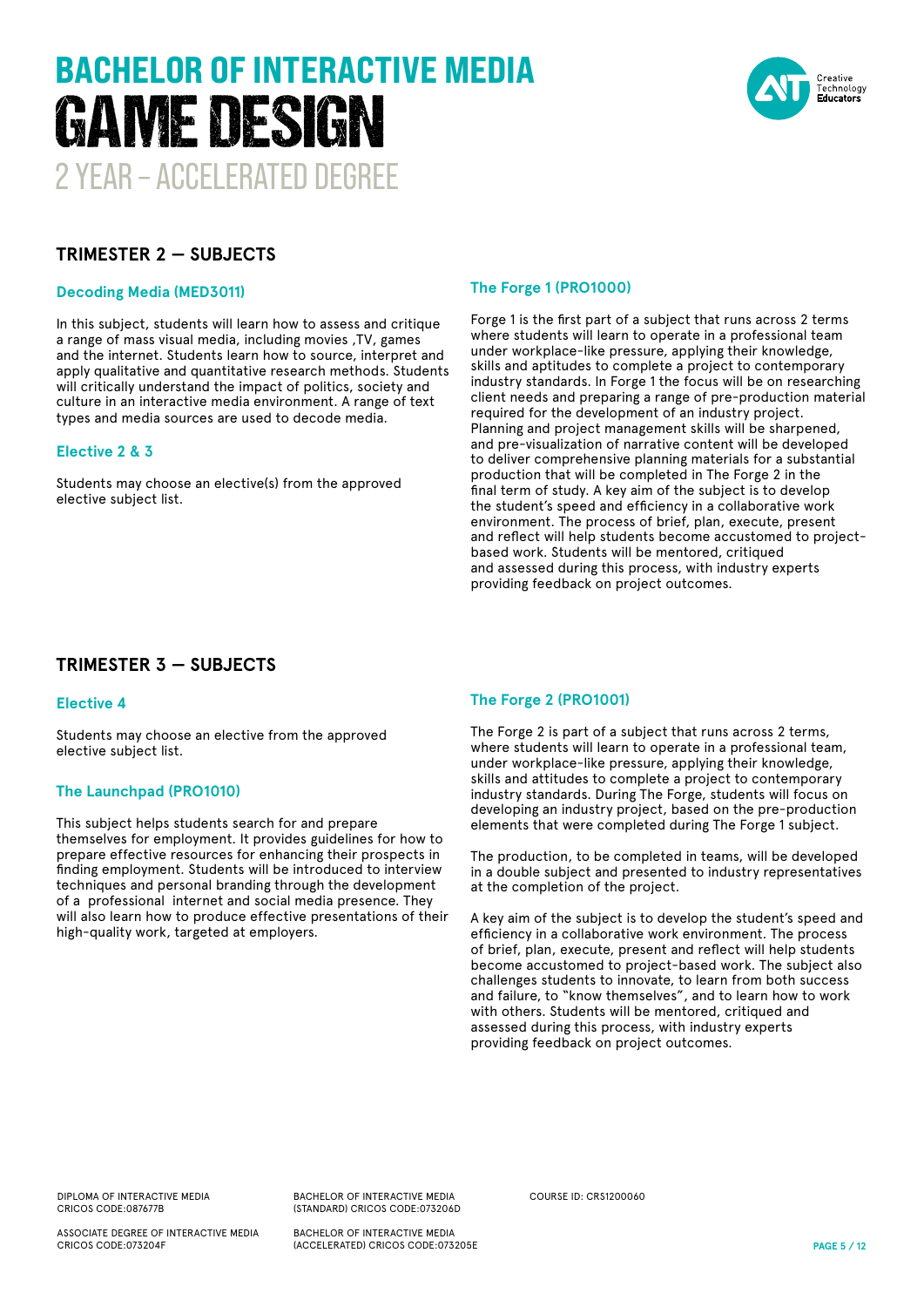# BACHELOR OF INTERACTIVE MEDIA
# GAME DESIGN
## 2 YEAR – ACCELERATED DEGREE

## TRIMESTER 2 — SUBJECTS

### Decoding Media (MED3011)

In this subject, students will learn how to assess and critique a range of mass visual media, including movies ,TV, games and the internet. Students learn how to source, interpret and apply qualitative and quantitative research methods. Students will critically understand the impact of politics, society and culture in an interactive media environment. A range of text types and media sources are used to decode media.

### Elective 2 & 3

Students may choose an elective(s) from the approved elective subject list.

### The Forge 1 (PRO1000)

Forge 1 is the first part of a subject that runs across 2 terms where students will learn to operate in a professional team under workplace-like pressure, applying their knowledge, skills and aptitudes to complete a project to contemporary industry standards. In Forge 1 the focus will be on researching client needs and preparing a range of pre-production material required for the development of an industry project. Planning and project management skills will be sharpened, and pre-visualization of narrative content will be developed to deliver comprehensive planning materials for a substantial production that will be completed in The Forge 2 in the final term of study. A key aim of the subject is to develop the student's speed and efficiency in a collaborative work environment. The process of brief, plan, execute, present and reflect will help students become accustomed to project-based work. Students will be mentored, critiqued and assessed during this process, with industry experts providing feedback on project outcomes.

## TRIMESTER 3 — SUBJECTS

### Elective 4

Students may choose an elective from the approved elective subject list.

### The Launchpad (PRO1010)

This subject helps students search for and prepare themselves for employment. It provides guidelines for how to prepare effective resources for enhancing their prospects in finding employment. Students will be introduced to interview techniques and personal branding through the development of a professional internet and social media presence. They will also learn how to produce effective presentations of their high-quality work, targeted at employers.

### The Forge 2 (PRO1001)

The Forge 2 is part of a subject that runs across 2 terms, where students will learn to operate in a professional team, under workplace-like pressure, applying their knowledge, skills and attitudes to complete a project to contemporary industry standards. During The Forge, students will focus on developing an industry project, based on the pre-production elements that were completed during The Forge 1 subject.

The production, to be completed in teams, will be developed in a double subject and presented to industry representatives at the completion of the project.

A key aim of the subject is to develop the student's speed and efficiency in a collaborative work environment. The process of brief, plan, execute, present and reflect will help students become accustomed to project-based work. The subject also challenges students to innovate, to learn from both success and failure, to "know themselves", and to learn how to work with others. Students will be mentored, critiqued and assessed during this process, with industry experts providing feedback on project outcomes.

DIPLOMA OF INTERACTIVE MEDIA CRICOS CODE:087677B

ASSOCIATE DEGREE OF INTERACTIVE MEDIA CRICOS CODE:073204F

BACHELOR OF INTERACTIVE MEDIA (STANDARD) CRICOS CODE:073206D

BACHELOR OF INTERACTIVE MEDIA (ACCELERATED) CRICOS CODE:073205E

COURSE ID: CRS1200060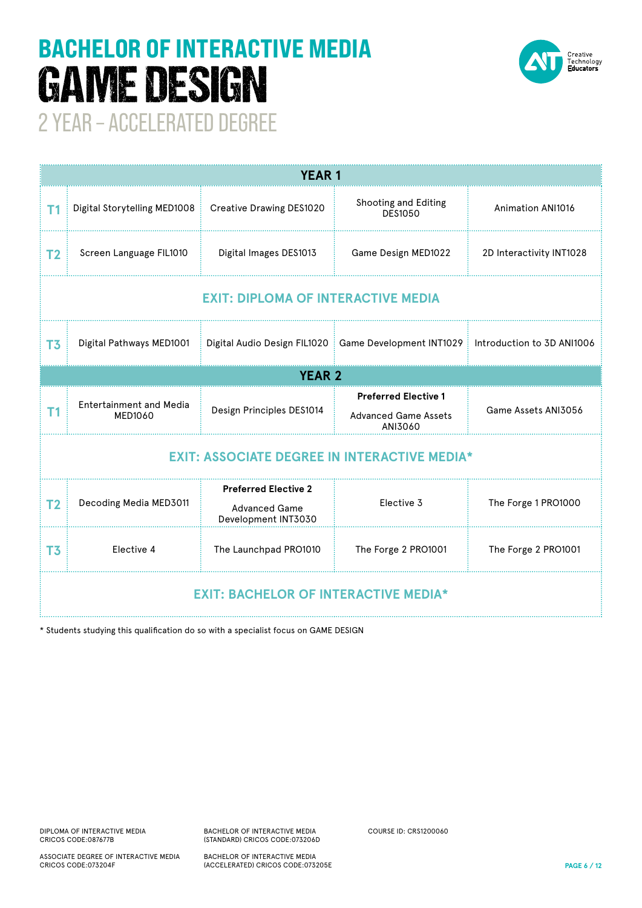# BACHELOR OF INTERACTIVE MEDIA

# GAME DESIGN

## 2 YEAR – ACCELERATED DEGREE

| | | | | |
|---|---|---|---|---|
| **YEAR 1** | | | | |
| T1 | Digital Storytelling MED1008 | Creative Drawing DES1020 | Shooting and Editing DES1050 | Animation ANI1016 |
| T2 | Screen Language FIL1010 | Digital Images DES1013 | Game Design MED1022 | 2D Interactivity INT1028 |
| **EXIT: DIPLOMA OF INTERACTIVE MEDIA** | | | | |
| T3 | Digital Pathways MED1001 | Digital Audio Design FIL1020 | Game Development INT1029 | Introduction to 3D ANI1006 |
| **YEAR 2** | | | | |
| T1 | Entertainment and Media MED1060 | Design Principles DES1014 | **Preferred Elective 1** Advanced Game Assets ANI3060 | Game Assets ANI3056 |
| **EXIT: ASSOCIATE DEGREE IN INTERACTIVE MEDIA*** | | | | |
| T2 | Decoding Media MED3011 | **Preferred Elective 2** Advanced Game Development INT3030 | Elective 3 | The Forge 1 PRO1000 |
| T3 | Elective 4 | The Launchpad PRO1010 | The Forge 2 PRO1001 | The Forge 2 PRO1001 |
| **EXIT: BACHELOR OF INTERACTIVE MEDIA*** | | | | |

* Students studying this qualification do so with a specialist focus on GAME DESIGN

DIPLOMA OF INTERACTIVE MEDIA
CRICOS CODE:087677B

ASSOCIATE DEGREE OF INTERACTIVE MEDIA
CRICOS CODE:073204F

BACHELOR OF INTERACTIVE MEDIA
(STANDARD) CRICOS CODE:073206D

BACHELOR OF INTERACTIVE MEDIA
(ACCELERATED) CRICOS CODE:073205E

COURSE ID: CRS1200060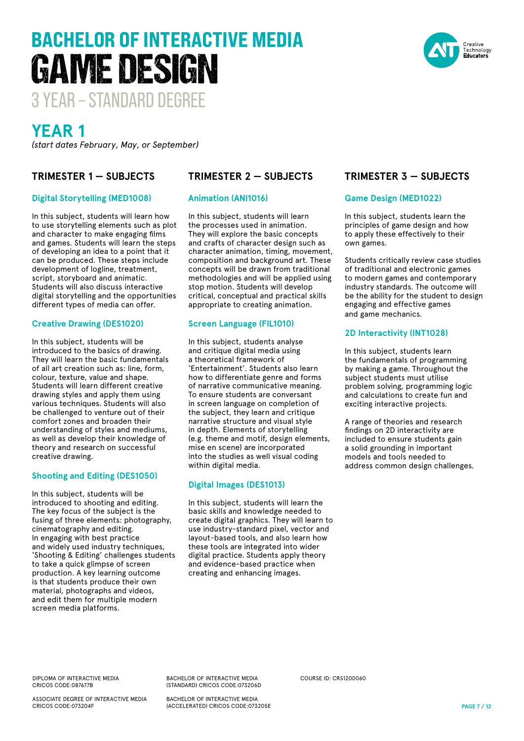# BACHELOR OF INTERACTIVE MEDIA
# GAME DESIGN
3 YEAR – STANDARD DEGREE

## YEAR 1

*(start dates February, May, or September)*

### TRIMESTER 1 — SUBJECTS

#### Digital Storytelling (MED1008)

In this subject, students will learn how to use storytelling elements such as plot and character to make engaging films and games. Students will learn the steps of developing an idea to a point that it can be produced. These steps include development of logline, treatment, script, storyboard and animatic. Students will also discuss interactive digital storytelling and the opportunities different types of media can offer.

#### Creative Drawing (DES1020)

In this subject, students will be introduced to the basics of drawing. They will learn the basic fundamentals of all art creation such as: line, form, colour, texture, value and shape. Students will learn different creative drawing styles and apply them using various techniques. Students will also be challenged to venture out of their comfort zones and broaden their understanding of styles and mediums, as well as develop their knowledge of theory and research on successful creative drawing.

#### Shooting and Editing (DES1050)

In this subject, students will be introduced to shooting and editing. The key focus of the subject is the fusing of three elements: photography, cinematography and editing. In engaging with best practice and widely used industry techniques, 'Shooting & Editing' challenges students to take a quick glimpse of screen production. A key learning outcome is that students produce their own material, photographs and videos, and edit them for multiple modern screen media platforms.

### TRIMESTER 2 — SUBJECTS

#### Animation (ANI1016)

In this subject, students will learn the processes used in animation. They will explore the basic concepts and crafts of character design such as character animation, timing, movement, composition and background art. These concepts will be drawn from traditional methodologies and will be applied using stop motion. Students will develop critical, conceptual and practical skills appropriate to creating animation.

#### Screen Language (FIL1010)

In this subject, students analyse and critique digital media using a theoretical framework of 'Entertainment'. Students also learn how to differentiate genre and forms of narrative communicative meaning. To ensure students are conversant in screen language on completion of the subject, they learn and critique narrative structure and visual style in depth. Elements of storytelling (e.g. theme and motif, design elements, mise en scene) are incorporated into the studies as well visual coding within digital media.

#### Digital Images (DES1013)

In this subject, students will learn the basic skills and knowledge needed to create digital graphics. They will learn to use industry-standard pixel, vector and layout-based tools, and also learn how these tools are integrated into wider digital practice. Students apply theory and evidence-based practice when creating and enhancing images.

### TRIMESTER 3 — SUBJECTS

#### Game Design (MED1022)

In this subject, students learn the principles of game design and how to apply these effectively to their own games.

Students critically review case studies of traditional and electronic games to modern games and contemporary industry standards. The outcome will be the ability for the student to design engaging and effective games and game mechanics.

#### 2D Interactivity (INT1028)

In this subject, students learn the fundamentals of programming by making a game. Throughout the subject students must utilise problem solving, programming logic and calculations to create fun and exciting interactive projects.

A range of theories and research findings on 2D interactivity are included to ensure students gain a solid grounding in important models and tools needed to address common design challenges.

DIPLOMA OF INTERACTIVE MEDIA
CRICOS CODE:087677B

BACHELOR OF INTERACTIVE MEDIA
(STANDARD) CRICOS CODE:073206D

COURSE ID: CRS1200060

ASSOCIATE DEGREE OF INTERACTIVE MEDIA
CRICOS CODE:073204F

BACHELOR OF INTERACTIVE MEDIA
(ACCELERATED) CRICOS CODE:073205E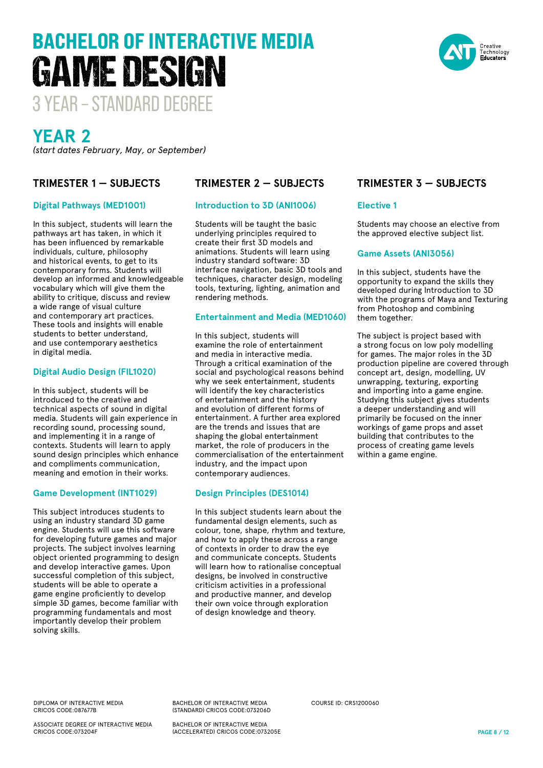# BACHELOR OF INTERACTIVE MEDIA
# GAME DESIGN
## 3 YEAR – STANDARD DEGREE

Creative Technology Educators

## YEAR 2

*(start dates February, May, or September)*

### TRIMESTER 1 — SUBJECTS

#### Digital Pathways (MED1001)

In this subject, students will learn the pathways art has taken, in which it has been influenced by remarkable individuals, culture, philosophy and historical events, to get to its contemporary forms. Students will develop an informed and knowledgeable vocabulary which will give them the ability to critique, discuss and review a wide range of visual culture and contemporary art practices. These tools and insights will enable students to better understand, and use contemporary aesthetics in digital media.

#### Digital Audio Design (FIL1020)

In this subject, students will be introduced to the creative and technical aspects of sound in digital media. Students will gain experience in recording sound, processing sound, and implementing it in a range of contexts. Students will learn to apply sound design principles which enhance and compliments communication, meaning and emotion in their works.

#### Game Development (INT1029)

This subject introduces students to using an industry standard 3D game engine. Students will use this software for developing future games and major projects. The subject involves learning object oriented programming to design and develop interactive games. Upon successful completion of this subject, students will be able to operate a game engine proficiently to develop simple 3D games, become familiar with programming fundamentals and most importantly develop their problem solving skills.

### TRIMESTER 2 — SUBJECTS

#### Introduction to 3D (ANI1006)

Students will be taught the basic underlying principles required to create their first 3D models and animations. Students will learn using industry standard software: 3D interface navigation, basic 3D tools and techniques, character design, modeling tools, texturing, lighting, animation and rendering methods.

#### Entertainment and Media (MED1060)

In this subject, students will examine the role of entertainment and media in interactive media. Through a critical examination of the social and psychological reasons behind why we seek entertainment, students will identify the key characteristics of entertainment and the history and evolution of different forms of entertainment. A further area explored are the trends and issues that are shaping the global entertainment market, the role of producers in the commercialisation of the entertainment industry, and the impact upon contemporary audiences.

#### Design Principles (DES1014)

In this subject students learn about the fundamental design elements, such as colour, tone, shape, rhythm and texture, and how to apply these across a range of contexts in order to draw the eye and communicate concepts. Students will learn how to rationalise conceptual designs, be involved in constructive criticism activities in a professional and productive manner, and develop their own voice through exploration of design knowledge and theory.

### TRIMESTER 3 — SUBJECTS

#### Elective 1

Students may choose an elective from the approved elective subject list.

#### Game Assets (ANI3056)

In this subject, students have the opportunity to expand the skills they developed during Introduction to 3D with the programs of Maya and Texturing from Photoshop and combining them together.

The subject is project based with a strong focus on low poly modelling for games. The major roles in the 3D production pipeline are covered through concept art, design, modelling, UV unwrapping, texturing, exporting and importing into a game engine. Studying this subject gives students a deeper understanding and will primarily be focused on the inner workings of game props and asset building that contributes to the process of creating game levels within a game engine.

DIPLOMA OF INTERACTIVE MEDIA
CRICOS CODE:087677B

ASSOCIATE DEGREE OF INTERACTIVE MEDIA
CRICOS CODE:073204F

BACHELOR OF INTERACTIVE MEDIA
(STANDARD) CRICOS CODE:073206D

BACHELOR OF INTERACTIVE MEDIA
(ACCELERATED) CRICOS CODE:073205E

COURSE ID: CRS1200060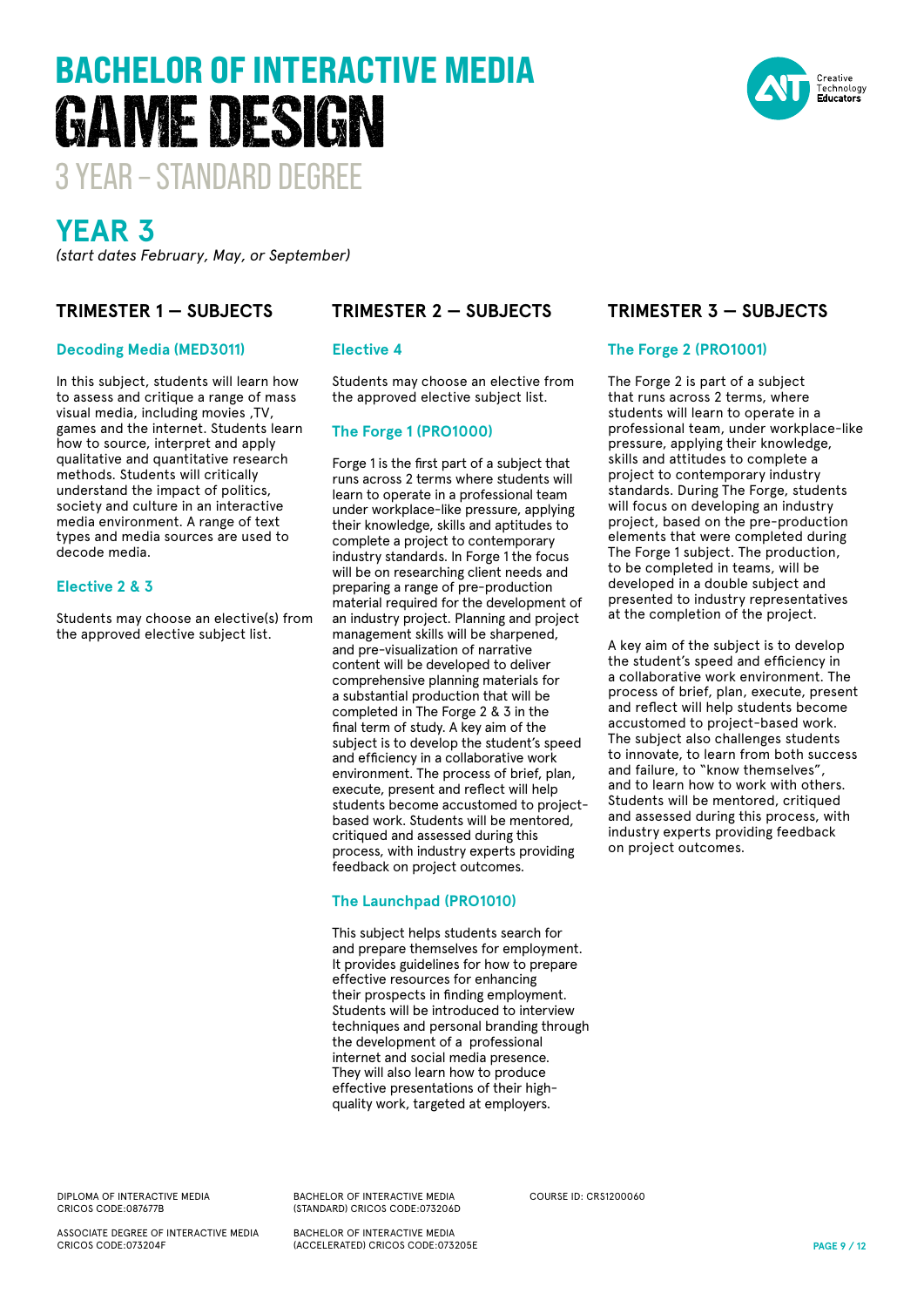# BACHELOR OF INTERACTIVE MEDIA
# GAME DESIGN
## 3 YEAR – STANDARD DEGREE

## YEAR 3

*(start dates February, May, or September)*

### TRIMESTER 1 — SUBJECTS

#### Decoding Media (MED3011)

In this subject, students will learn how to assess and critique a range of mass visual media, including movies ,TV, games and the internet. Students learn how to source, interpret and apply qualitative and quantitative research methods. Students will critically understand the impact of politics, society and culture in an interactive media environment. A range of text types and media sources are used to decode media.

#### Elective 2 & 3

Students may choose an elective(s) from the approved elective subject list.

### TRIMESTER 2 — SUBJECTS

#### Elective 4

Students may choose an elective from the approved elective subject list.

#### The Forge 1 (PRO1000)

Forge 1 is the first part of a subject that runs across 2 terms where students will learn to operate in a professional team under workplace-like pressure, applying their knowledge, skills and aptitudes to complete a project to contemporary industry standards. In Forge 1 the focus will be on researching client needs and preparing a range of pre-production material required for the development of an industry project. Planning and project management skills will be sharpened, and pre-visualization of narrative content will be developed to deliver comprehensive planning materials for a substantial production that will be completed in The Forge 2 & 3 in the final term of study. A key aim of the subject is to develop the student's speed and efficiency in a collaborative work environment. The process of brief, plan, execute, present and reflect will help students become accustomed to project-based work. Students will be mentored, critiqued and assessed during this process, with industry experts providing feedback on project outcomes.

#### The Launchpad (PRO1010)

This subject helps students search for and prepare themselves for employment. It provides guidelines for how to prepare effective resources for enhancing their prospects in finding employment. Students will be introduced to interview techniques and personal branding through the development of a professional internet and social media presence. They will also learn how to produce effective presentations of their high-quality work, targeted at employers.

### TRIMESTER 3 — SUBJECTS

#### The Forge 2 (PRO1001)

The Forge 2 is part of a subject that runs across 2 terms, where students will learn to operate in a professional team, under workplace-like pressure, applying their knowledge, skills and attitudes to complete a project to contemporary industry standards. During The Forge, students will focus on developing an industry project, based on the pre-production elements that were completed during The Forge 1 subject. The production, to be completed in teams, will be developed in a double subject and presented to industry representatives at the completion of the project.

A key aim of the subject is to develop the student's speed and efficiency in a collaborative work environment. The process of brief, plan, execute, present and reflect will help students become accustomed to project-based work. The subject also challenges students to innovate, to learn from both success and failure, to "know themselves", and to learn how to work with others. Students will be mentored, critiqued and assessed during this process, with industry experts providing feedback on project outcomes.

DIPLOMA OF INTERACTIVE MEDIA
CRICOS CODE:087677B

ASSOCIATE DEGREE OF INTERACTIVE MEDIA
CRICOS CODE:073204F

BACHELOR OF INTERACTIVE MEDIA
(STANDARD) CRICOS CODE:073206D

BACHELOR OF INTERACTIVE MEDIA
(ACCELERATED) CRICOS CODE:073205E

COURSE ID: CRS1200060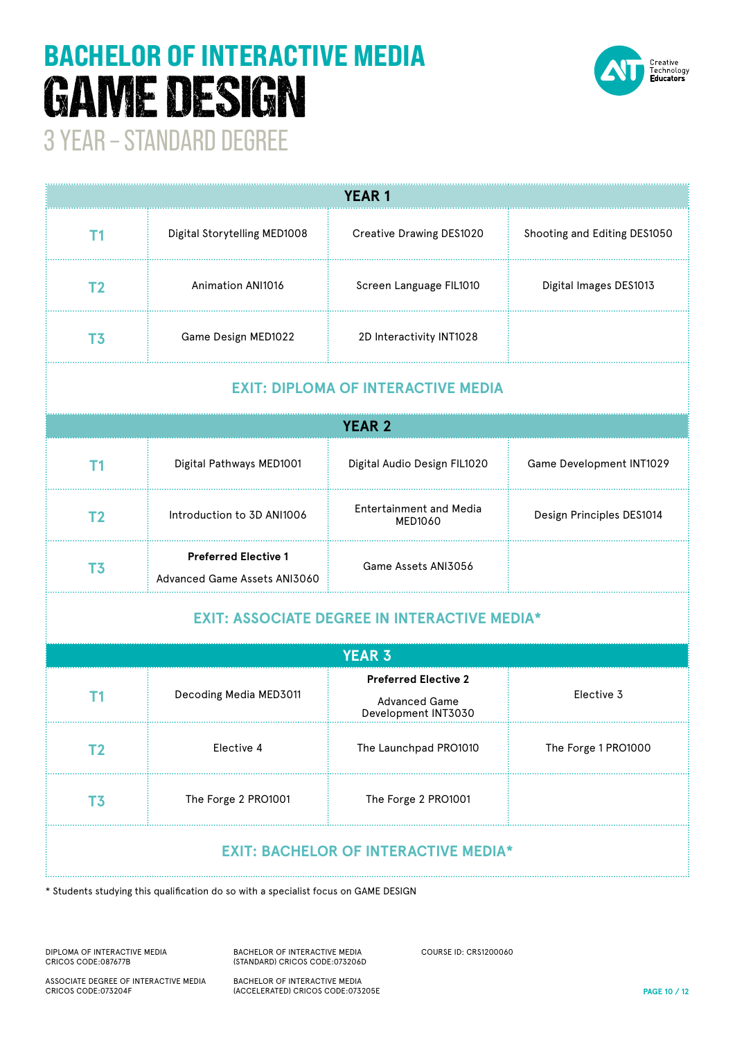# BACHELOR OF INTERACTIVE MEDIA

# GAME DESIGN

## 3 YEAR – STANDARD DEGREE

Creative Technology Educators

| YEAR 1 | | | |
|---|---|---|---|
| T1 | Digital Storytelling MED1008 | Creative Drawing DES1020 | Shooting and Editing DES1050 |
| T2 | Animation ANI1016 | Screen Language FIL1010 | Digital Images DES1013 |
| T3 | Game Design MED1022 | 2D Interactivity INT1028 | |
| **EXIT: DIPLOMA OF INTERACTIVE MEDIA** | | | |
| **YEAR 2** | | | |
| T1 | Digital Pathways MED1001 | Digital Audio Design FIL1020 | Game Development INT1029 |
| T2 | Introduction to 3D ANI1006 | Entertainment and Media MED1060 | Design Principles DES1014 |
| T3 | **Preferred Elective 1** Advanced Game Assets ANI3060 | Game Assets ANI3056 | |
| **EXIT: ASSOCIATE DEGREE IN INTERACTIVE MEDIA*** | | | |
| **YEAR 3** | | | |
| T1 | Decoding Media MED3011 | **Preferred Elective 2** Advanced Game Development INT3030 | Elective 3 |
| T2 | Elective 4 | The Launchpad PRO1010 | The Forge 1 PRO1000 |
| T3 | The Forge 2 PRO1001 | The Forge 2 PRO1001 | |
| **EXIT: BACHELOR OF INTERACTIVE MEDIA*** | | | |

* Students studying this qualification do so with a specialist focus on GAME DESIGN

DIPLOMA OF INTERACTIVE MEDIA
CRICOS CODE:087677B

ASSOCIATE DEGREE OF INTERACTIVE MEDIA
CRICOS CODE:073204F

BACHELOR OF INTERACTIVE MEDIA
(STANDARD) CRICOS CODE:073206D

BACHELOR OF INTERACTIVE MEDIA
(ACCELERATED) CRICOS CODE:073205E

COURSE ID: CRS1200060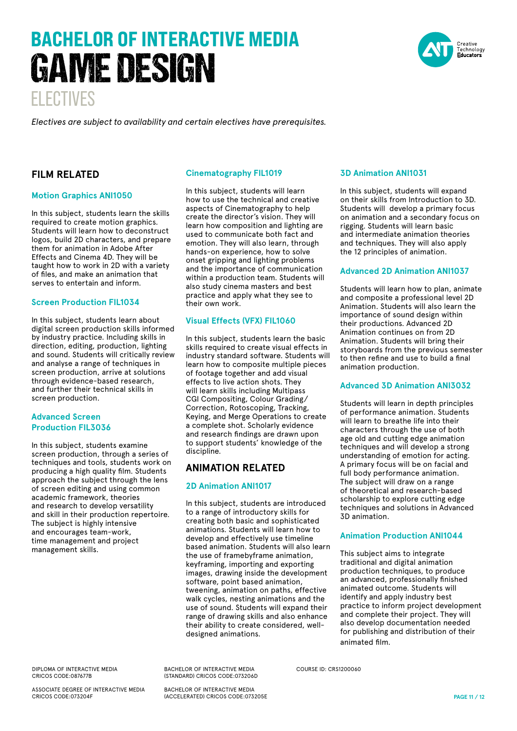# BACHELOR OF INTERACTIVE MEDIA GAME DESIGN

## ELECTIVES

*Electives are subject to availability and certain electives have prerequisites.*

## FILM RELATED

### Motion Graphics ANI1050

In this subject, students learn the skills required to create motion graphics. Students will learn how to deconstruct logos, build 2D characters, and prepare them for animation in Adobe After Effects and Cinema 4D. They will be taught how to work in 2D with a variety of files, and make an animation that serves to entertain and inform.

### Screen Production FIL1034

In this subject, students learn about digital screen production skills informed by industry practice. Including skills in direction, editing, production, lighting and sound. Students will critically review and analyse a range of techniques in screen production, arrive at solutions through evidence-based research, and further their technical skills in screen production.

### Advanced Screen Production FIL3036

In this subject, students examine screen production, through a series of techniques and tools, students work on producing a high quality film. Students approach the subject through the lens of screen editing and using common academic framework, theories and research to develop versatility and skill in their production repertoire. The subject is highly intensive and encourages team-work, time management and project management skills.

### Cinematography FIL1019

In this subject, students will learn how to use the technical and creative aspects of Cinematography to help create the director's vision. They will learn how composition and lighting are used to communicate both fact and emotion. They will also learn, through hands-on experience, how to solve onset gripping and lighting problems and the importance of communication within a production team. Students will also study cinema masters and best practice and apply what they see to their own work.

### Visual Effects (VFX) FIL1060

In this subject, students learn the basic skills required to create visual effects in industry standard software. Students will learn how to composite multiple pieces of footage together and add visual effects to live action shots. They will learn skills including Multipass CGI Compositing, Colour Grading/ Correction, Rotoscoping, Tracking, Keying, and Merge Operations to create a complete shot. Scholarly evidence and research findings are drawn upon to support students' knowledge of the discipline.

## ANIMATION RELATED

### 2D Animation ANI1017

In this subject, students are introduced to a range of introductory skills for creating both basic and sophisticated animations. Students will learn how to develop and effectively use timeline based animation. Students will also learn the use of framebyframe animation, keyframing, importing and exporting images, drawing inside the development software, point based animation, tweening, animation on paths, effective walk cycles, nesting animations and the use of sound. Students will expand their range of drawing skills and also enhance their ability to create considered, well-designed animations.

### 3D Animation ANI1031

In this subject, students will expand on their skills from Introduction to 3D. Students will develop a primary focus on animation and a secondary focus on rigging. Students will learn basic and intermediate animation theories and techniques. They will also apply the 12 principles of animation.

### Advanced 2D Animation ANI1037

Students will learn how to plan, animate and composite a professional level 2D Animation. Students will also learn the importance of sound design within their productions. Advanced 2D Animation continues on from 2D Animation. Students will bring their storyboards from the previous semester to then refine and use to build a final animation production.

### Advanced 3D Animation ANI3032

Students will learn in depth principles of performance animation. Students will learn to breathe life into their characters through the use of both age old and cutting edge animation techniques and will develop a strong understanding of emotion for acting. A primary focus will be on facial and full body performance animation. The subject will draw on a range of theoretical and research-based scholarship to explore cutting edge techniques and solutions in Advanced 3D animation.

### Animation Production ANI1044

This subject aims to integrate traditional and digital animation production techniques, to produce an advanced, professionally finished animated outcome. Students will identify and apply industry best practice to inform project development and complete their project. They will also develop documentation needed for publishing and distribution of their animated film.

DIPLOMA OF INTERACTIVE MEDIA CRICOS CODE:087677B

ASSOCIATE DEGREE OF INTERACTIVE MEDIA CRICOS CODE:073204F

BACHELOR OF INTERACTIVE MEDIA (STANDARD) CRICOS CODE:073206D

BACHELOR OF INTERACTIVE MEDIA (ACCELERATED) CRICOS CODE:073205E

COURSE ID: CRS1200060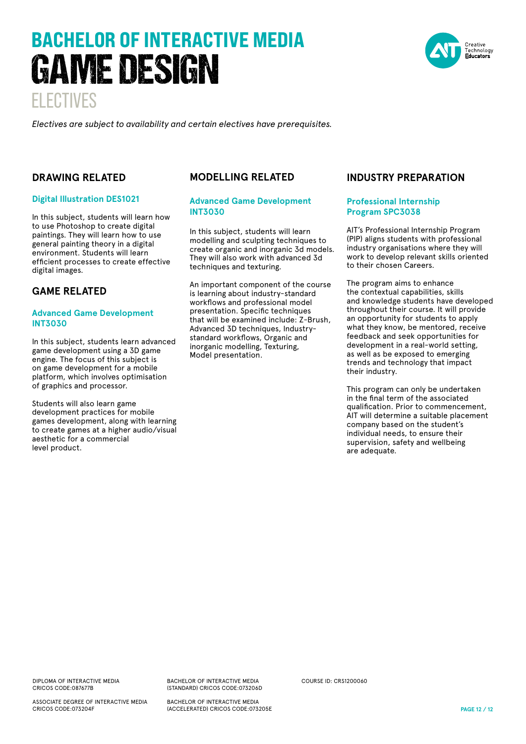# BACHELOR OF INTERACTIVE MEDIA
# GAME DESIGN
## ELECTIVES

*Electives are subject to availability and certain electives have prerequisites.*

### DRAWING RELATED

#### Digital Illustration DES1021

In this subject, students will learn how to use Photoshop to create digital paintings. They will learn how to use general painting theory in a digital environment. Students will learn efficient processes to create effective digital images.

### GAME RELATED

#### Advanced Game Development INT3030

In this subject, students learn advanced game development using a 3D game engine. The focus of this subject is on game development for a mobile platform, which involves optimisation of graphics and processor.

Students will also learn game development practices for mobile games development, along with learning to create games at a higher audio/visual aesthetic for a commercial level product.

### MODELLING RELATED

#### Advanced Game Development INT3030

In this subject, students will learn modelling and sculpting techniques to create organic and inorganic 3d models. They will also work with advanced 3d techniques and texturing.

An important component of the course is learning about industry-standard workflows and professional model presentation. Specific techniques that will be examined include: Z-Brush, Advanced 3D techniques, Industry-standard workflows, Organic and inorganic modelling, Texturing, Model presentation.

### INDUSTRY PREPARATION

#### Professional Internship Program SPC3038

AIT's Professional Internship Program (PIP) aligns students with professional industry organisations where they will work to develop relevant skills oriented to their chosen Careers.

The program aims to enhance the contextual capabilities, skills and knowledge students have developed throughout their course. It will provide an opportunity for students to apply what they know, be mentored, receive feedback and seek opportunities for development in a real-world setting, as well as be exposed to emerging trends and technology that impact their industry.

This program can only be undertaken in the final term of the associated qualification. Prior to commencement, AIT will determine a suitable placement company based on the student's individual needs, to ensure their supervision, safety and wellbeing are adequate.

DIPLOMA OF INTERACTIVE MEDIA
CRICOS CODE:087677B

ASSOCIATE DEGREE OF INTERACTIVE MEDIA
CRICOS CODE:073204F

BACHELOR OF INTERACTIVE MEDIA
(STANDARD) CRICOS CODE:073206D

BACHELOR OF INTERACTIVE MEDIA
(ACCELERATED) CRICOS CODE:073205E

COURSE ID: CRS1200060